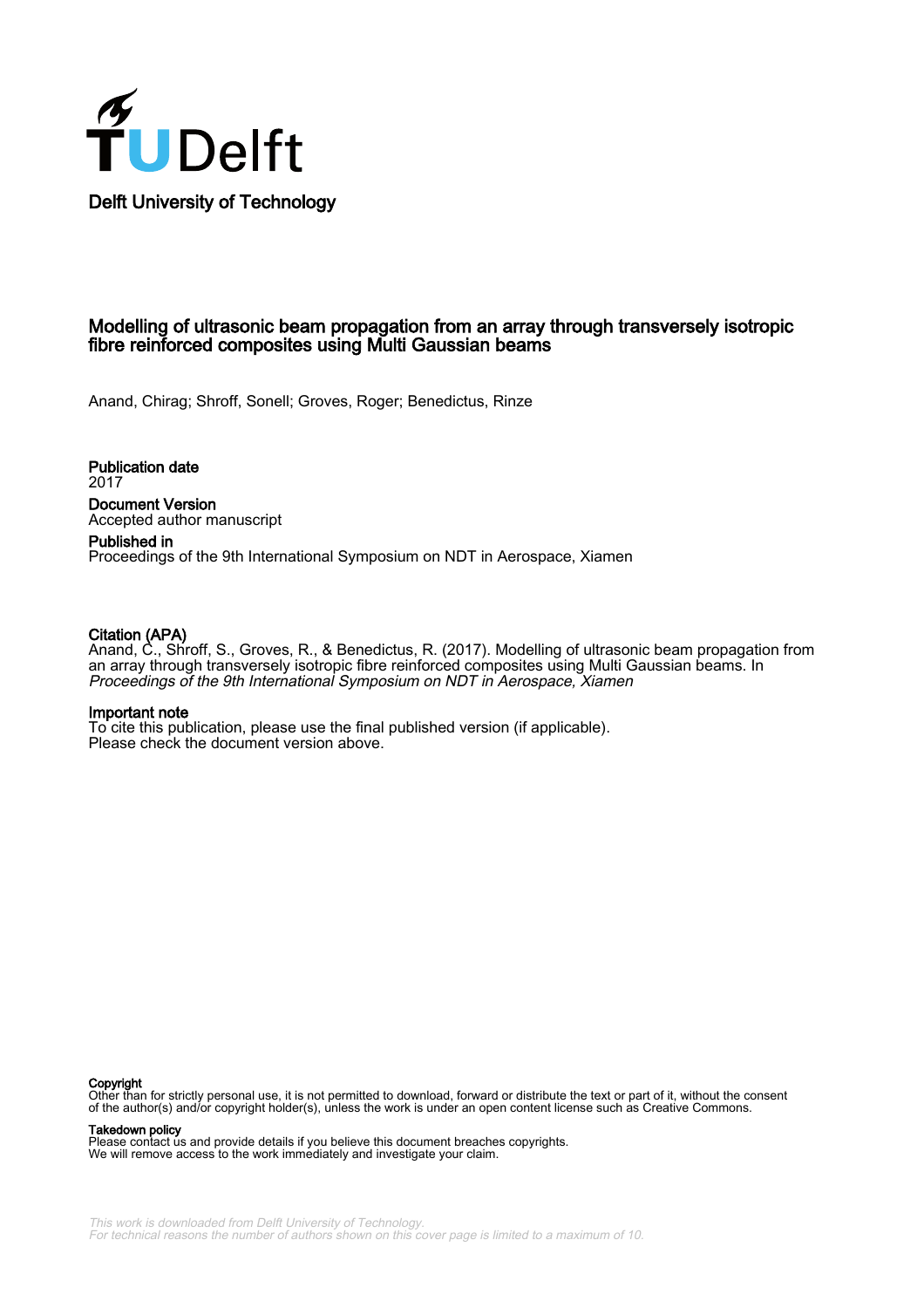TUDelft

Delft University of Technology

# Modelling of ultrasonic beam propagation from an array through transversely isotropic fibre reinforced composites using Multi Gaussian beams

Anand, Chirag; Shroff, Sonell; Groves, Roger; Benedictus, Rinze

**Publication date**
2017

**Document Version**
Accepted author manuscript

**Published in**
Proceedings of the 9th International Symposium on NDT in Aerospace, Xiamen

**Citation (APA)**
Anand, C., Shroff, S., Groves, R., & Benedictus, R. (2017). Modelling of ultrasonic beam propagation from an array through transversely isotropic fibre reinforced composites using Multi Gaussian beams. In *Proceedings of the 9th International Symposium on NDT in Aerospace, Xiamen*

**Important note**
To cite this publication, please use the final published version (if applicable).
Please check the document version above.

**Copyright**
Other than for strictly personal use, it is not permitted to download, forward or distribute the text or part of it, without the consent of the author(s) and/or copyright holder(s), unless the work is under an open content license such as Creative Commons.

**Takedown policy**
Please contact us and provide details if you believe this document breaches copyrights.
We will remove access to the work immediately and investigate your claim.

*This work is downloaded from Delft University of Technology.*
*For technical reasons the number of authors shown on this cover page is limited to a maximum of 10.*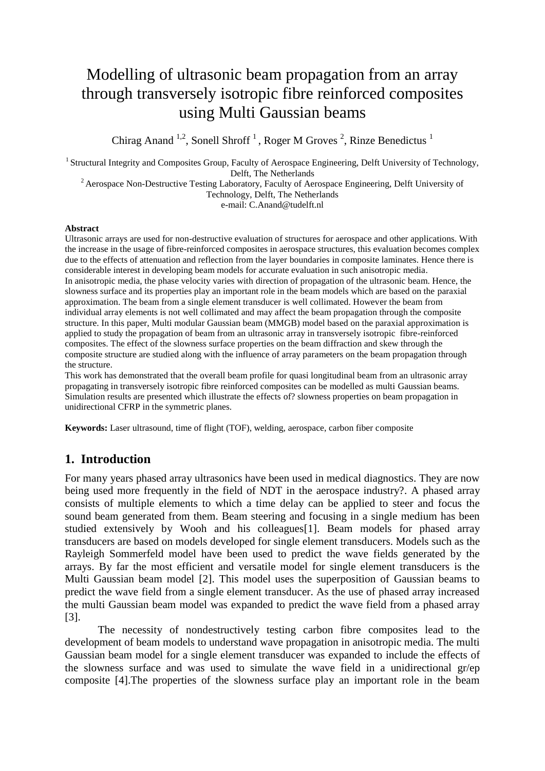# Modelling of ultrasonic beam propagation from an array through transversely isotropic fibre reinforced composites using Multi Gaussian beams

Chirag Anand [1,2], Sonell Shroff [1], Roger M Groves [2], Rinze Benedictus [1]

[1] Structural Integrity and Composites Group, Faculty of Aerospace Engineering, Delft University of Technology, Delft, The Netherlands

[2] Aerospace Non-Destructive Testing Laboratory, Faculty of Aerospace Engineering, Delft University of Technology, Delft, The Netherlands

e-mail: C.Anand@tudelft.nl

**Abstract**

Ultrasonic arrays are used for non-destructive evaluation of structures for aerospace and other applications. With the increase in the usage of fibre-reinforced composites in aerospace structures, this evaluation becomes complex due to the effects of attenuation and reflection from the layer boundaries in composite laminates. Hence there is considerable interest in developing beam models for accurate evaluation in such anisotropic media.

In anisotropic media, the phase velocity varies with direction of propagation of the ultrasonic beam. Hence, the slowness surface and its properties play an important role in the beam models which are based on the paraxial approximation. The beam from a single element transducer is well collimated. However the beam from individual array elements is not well collimated and may affect the beam propagation through the composite structure. In this paper, Multi modular Gaussian beam (MMGB) model based on the paraxial approximation is applied to study the propagation of beam from an ultrasonic array in transversely isotropic fibre-reinforced composites. The effect of the slowness surface properties on the beam diffraction and skew through the composite structure are studied along with the influence of array parameters on the beam propagation through the structure.

This work has demonstrated that the overall beam profile for quasi longitudinal beam from an ultrasonic array propagating in transversely isotropic fibre reinforced composites can be modelled as multi Gaussian beams. Simulation results are presented which illustrate the effects of? slowness properties on beam propagation in unidirectional CFRP in the symmetric planes.

**Keywords:** Laser ultrasound, time of flight (TOF), welding, aerospace, carbon fiber composite

## 1. Introduction

For many years phased array ultrasonics have been used in medical diagnostics. They are now being used more frequently in the field of NDT in the aerospace industry?. A phased array consists of multiple elements to which a time delay can be applied to steer and focus the sound beam generated from them. Beam steering and focusing in a single medium has been studied extensively by Wooh and his colleagues[1]. Beam models for phased array transducers are based on models developed for single element transducers. Models such as the Rayleigh Sommerfeld model have been used to predict the wave fields generated by the arrays. By far the most efficient and versatile model for single element transducers is the Multi Gaussian beam model [2]. This model uses the superposition of Gaussian beams to predict the wave field from a single element transducer. As the use of phased array increased the multi Gaussian beam model was expanded to predict the wave field from a phased array [3].

The necessity of nondestructively testing carbon fibre composites lead to the development of beam models to understand wave propagation in anisotropic media. The multi Gaussian beam model for a single element transducer was expanded to include the effects of the slowness surface and was used to simulate the wave field in a unidirectional gr/ep composite [4].The properties of the slowness surface play an important role in the beam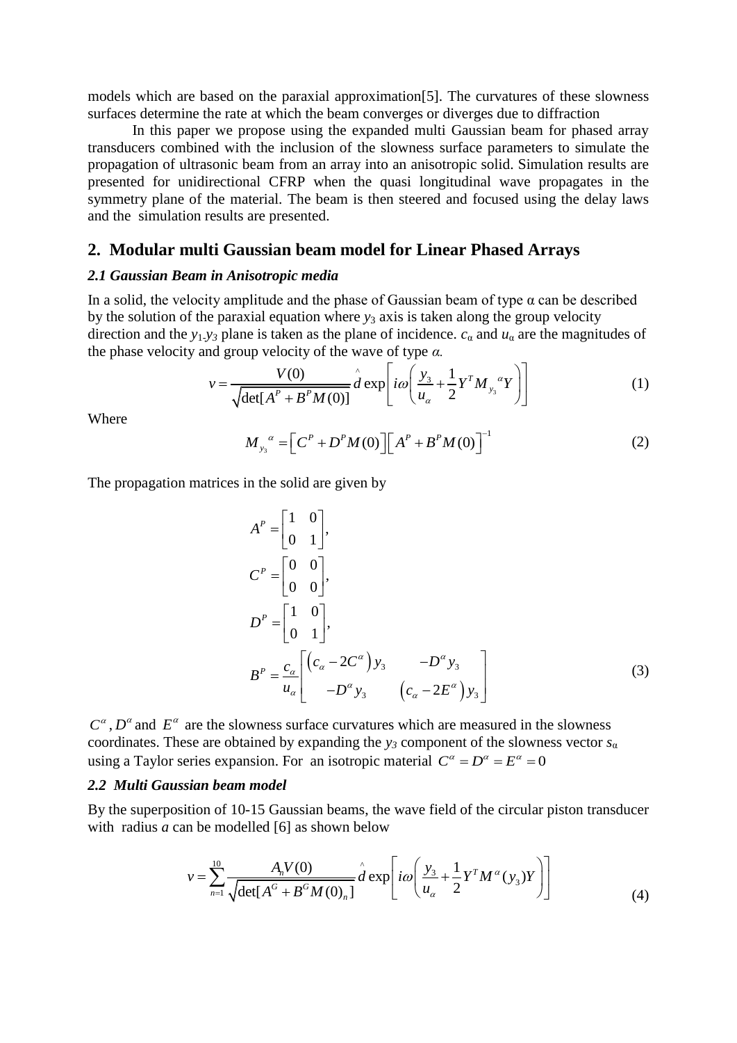models which are based on the paraxial approximation[5]. The curvatures of these slowness surfaces determine the rate at which the beam converges or diverges due to diffraction

In this paper we propose using the expanded multi Gaussian beam for phased array transducers combined with the inclusion of the slowness surface parameters to simulate the propagation of ultrasonic beam from an array into an anisotropic solid. Simulation results are presented for unidirectional CFRP when the quasi longitudinal wave propagates in the symmetry plane of the material. The beam is then steered and focused using the delay laws and the simulation results are presented.

## 2. Modular multi Gaussian beam model for Linear Phased Arrays

### *2.1 Gaussian Beam in Anisotropic media*

In a solid, the velocity amplitude and the phase of Gaussian beam of type $\alpha$ can be described by the solution of the paraxial equation where $y_3$ axis is taken along the group velocity direction and the $y_1$-$y_3$ plane is taken as the plane of incidence. $c_\alpha$ and $u_\alpha$ are the magnitudes of the phase velocity and group velocity of the wave of type $\alpha$.

$$v = \frac{V(0)}{\sqrt{\det[A^P + B^P M(0)]}} \hat{d} \exp\left[ i\omega \left( \frac{y_3}{u_\alpha} + \frac{1}{2} Y^T M_{y_3}{}^{\alpha} Y \right) \right] \tag{1}$$

Where

$$M_{y_3}{}^{\alpha} = \left[ C^P + D^P M(0) \right] \left[ A^P + B^P M(0) \right]^{-1} \tag{2}$$

The propagation matrices in the solid are given by

$$\begin{aligned}
A^P &= \begin{bmatrix} 1 & 0 \\ 0 & 1 \end{bmatrix}, \\
C^P &= \begin{bmatrix} 0 & 0 \\ 0 & 0 \end{bmatrix}, \\
D^P &= \begin{bmatrix} 1 & 0 \\ 0 & 1 \end{bmatrix}, \\
B^P &= \frac{c_\alpha}{u_\alpha} \begin{bmatrix} \left( c_\alpha - 2C^\alpha \right) y_3 & -D^\alpha y_3 \\ -D^\alpha y_3 & \left( c_\alpha - 2E^\alpha \right) y_3 \end{bmatrix}
\end{aligned} \tag{3}$$

$C^\alpha$, $D^\alpha$ and $E^\alpha$ are the slowness surface curvatures which are measured in the slowness coordinates. These are obtained by expanding the $y_3$ component of the slowness vector $s_\alpha$ using a Taylor series expansion. For an isotropic material $C^\alpha = D^\alpha = E^\alpha = 0$

### *2.2 Multi Gaussian beam model*

By the superposition of 10-15 Gaussian beams, the wave field of the circular piston transducer with radius *a* can be modelled [6] as shown below

$$v = \sum_{n=1}^{10} \frac{A_n V(0)}{\sqrt{\det[A^G + B^G M(0)_n]}} \hat{d} \exp\left[ i\omega \left( \frac{y_3}{u_\alpha} + \frac{1}{2} Y^T M^\alpha(y_3) Y \right) \right] \tag{4}$$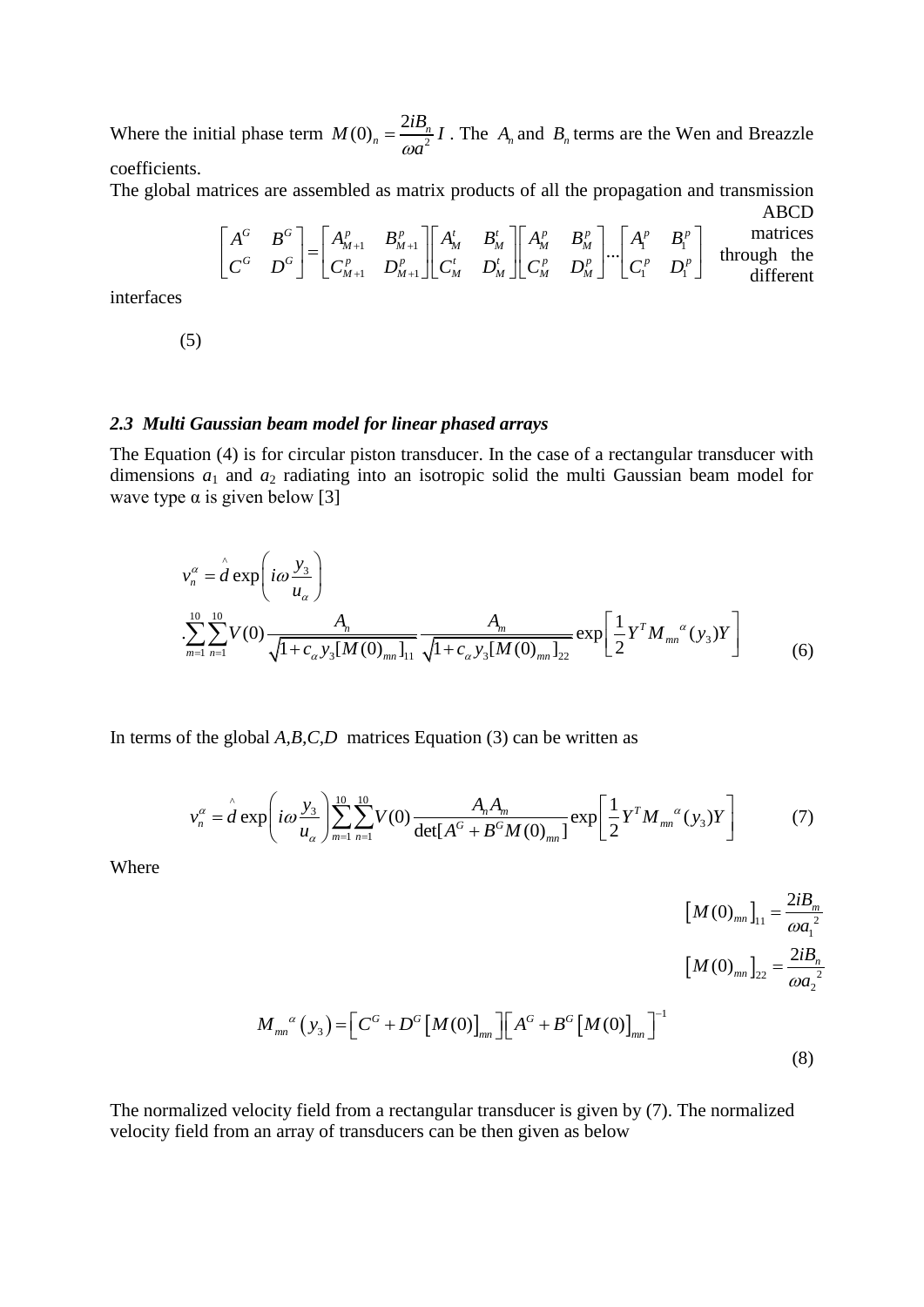Where the initial phase term $M(0)_n = \frac{2iB_n}{\omega a^2} I$ . The $A_n$ and $B_n$ terms are the Wen and Breazzle coefficients.

The global matrices are assembled as matrix products of all the propagation and transmission ABCD matrices through the different interfaces

$$\begin{bmatrix} A^G & B^G \\ C^G & D^G \end{bmatrix} = \begin{bmatrix} A^p_{M+1} & B^p_{M+1} \\ C^p_{M+1} & D^p_{M+1} \end{bmatrix} \begin{bmatrix} A^t_M & B^t_M \\ C^t_M & D^t_M \end{bmatrix} \begin{bmatrix} A^p_M & B^p_M \\ C^p_M & D^p_M \end{bmatrix} \cdots \begin{bmatrix} A^p_1 & B^p_1 \\ C^p_1 & D^p_1 \end{bmatrix} \tag{5}$$

### *2.3 Multi Gaussian beam model for linear phased arrays*

The Equation (4) is for circular piston transducer. In the case of a rectangular transducer with dimensions $a_1$ and $a_2$ radiating into an isotropic solid the multi Gaussian beam model for wave type α is given below [3]

$$v_n^\alpha = \hat{d} \exp\left( i\omega \frac{y_3}{u_\alpha} \right) \cdot \sum_{m=1}^{10} \sum_{n=1}^{10} V(0) \frac{A_n}{\sqrt{1 + c_\alpha y_3 [M(0)_{mn}]_{11}}} \frac{A_m}{\sqrt{1 + c_\alpha y_3 [M(0)_{mn}]_{22}}} \exp\left[ \frac{1}{2} Y^T M_{mn}{}^\alpha (y_3) Y \right] \tag{6}$$

In terms of the global *A,B,C,D* matrices Equation (3) can be written as

$$v_n^\alpha = \hat{d} \exp\left( i\omega \frac{y_3}{u_\alpha} \right) \sum_{m=1}^{10} \sum_{n=1}^{10} V(0) \frac{A_n A_m}{\det[A^G + B^G M(0)_{mn}]} \exp\left[ \frac{1}{2} Y^T M_{mn}{}^\alpha (y_3) Y \right] \tag{7}$$

Where

$$\left[ M(0)_{mn} \right]_{11} = \frac{2iB_m}{\omega {a_1}^2}$$

$$\left[ M(0)_{mn} \right]_{22} = \frac{2iB_n}{\omega {a_2}^2}$$

$$M_{mn}{}^\alpha (y_3) = \left[ C^G + D^G \left[ M(0) \right]_{mn} \right] \left[ A^G + B^G \left[ M(0) \right]_{mn} \right]^{-1} \tag{8}$$

The normalized velocity field from a rectangular transducer is given by (7). The normalized velocity field from an array of transducers can be then given as below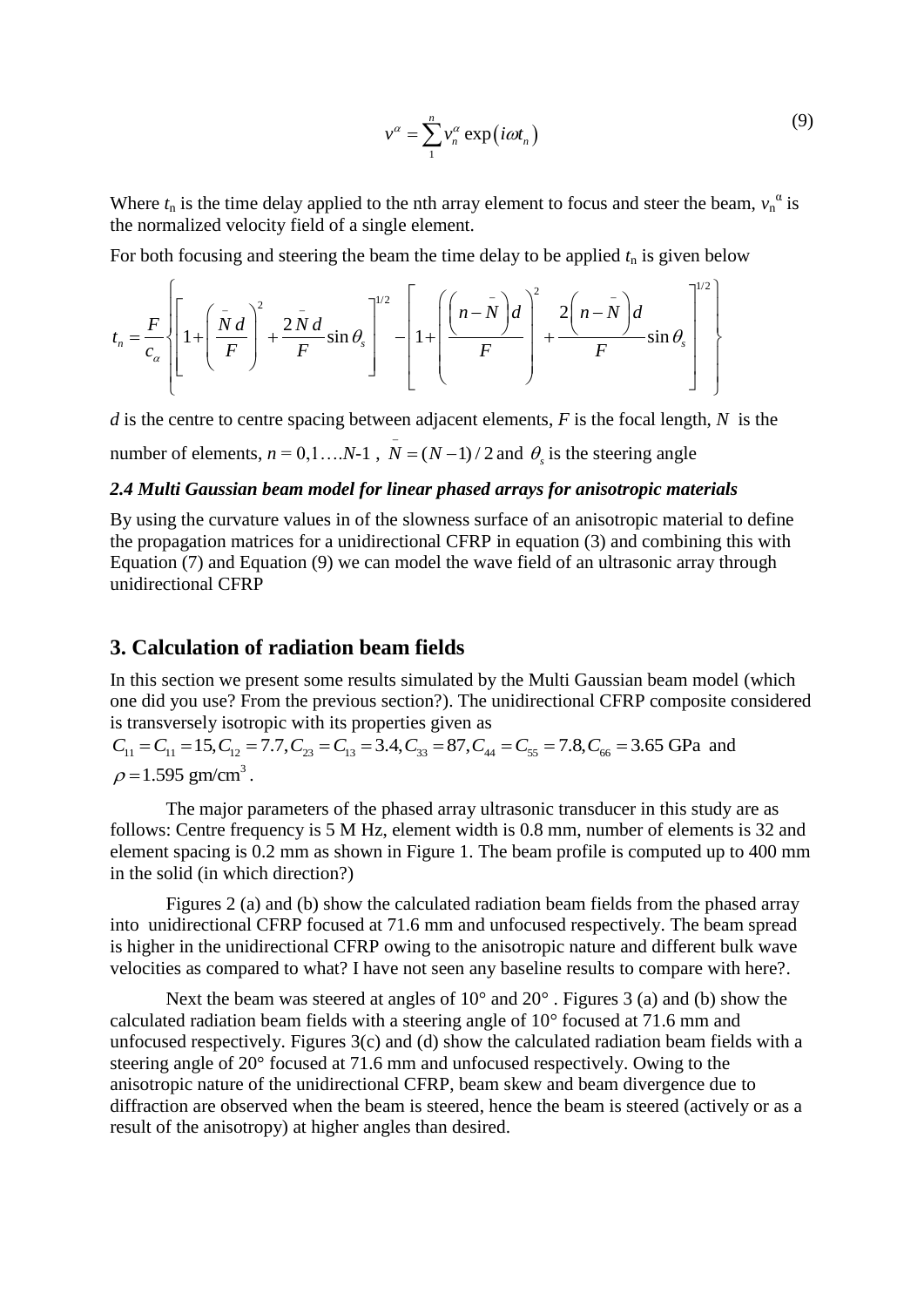$$v^{\alpha} = \sum_{1}^{n} v_n^{\alpha} \exp\left(i\omega t_n\right) \tag{9}$$

Where $t_n$ is the time delay applied to the nth array element to focus and steer the beam, $v_n^{\alpha}$ is the normalized velocity field of a single element.

For both focusing and steering the beam the time delay to be applied $t_n$ is given below

$$t_n = \frac{F}{c_\alpha}\left\{\left[1+\left(\frac{\bar{N}\,d}{F}\right)^2 + \frac{2\,\bar{N}\,d}{F}\sin\theta_s\right]^{1/2} - \left[1+\left(\frac{\left(n-\bar{N}\right)d}{F}\right)^2 + \frac{2\left(n-\bar{N}\right)d}{F}\sin\theta_s\right]^{1/2}\right\}$$

$d$ is the centre to centre spacing between adjacent elements, $F$ is the focal length, $N$ is the number of elements, $n = 0,1\ldots.N\text{-}1$ , $\bar{N} = (N-1)/2$ and $\theta_s$ is the steering angle

### *2.4 Multi Gaussian beam model for linear phased arrays for anisotropic materials*

By using the curvature values in of the slowness surface of an anisotropic material to define the propagation matrices for a unidirectional CFRP in equation (3) and combining this with Equation (7) and Equation (9) we can model the wave field of an ultrasonic array through unidirectional CFRP

## 3. Calculation of radiation beam fields

In this section we present some results simulated by the Multi Gaussian beam model (which one did you use? From the previous section?). The unidirectional CFRP composite considered is transversely isotropic with its properties given as $C_{11} = C_{11} = 15, C_{12} = 7.7, C_{23} = C_{13} = 3.4, C_{33} = 87, C_{44} = C_{55} = 7.8, C_{66} = 3.65$ GPa and $\rho = 1.595\ \text{gm/cm}^3$.

The major parameters of the phased array ultrasonic transducer in this study are as follows: Centre frequency is 5 M Hz, element width is 0.8 mm, number of elements is 32 and element spacing is 0.2 mm as shown in Figure 1. The beam profile is computed up to 400 mm in the solid (in which direction?)

Figures 2 (a) and (b) show the calculated radiation beam fields from the phased array into unidirectional CFRP focused at 71.6 mm and unfocused respectively. The beam spread is higher in the unidirectional CFRP owing to the anisotropic nature and different bulk wave velocities as compared to what? I have not seen any baseline results to compare with here?.

Next the beam was steered at angles of 10° and 20° . Figures 3 (a) and (b) show the calculated radiation beam fields with a steering angle of 10° focused at 71.6 mm and unfocused respectively. Figures 3(c) and (d) show the calculated radiation beam fields with a steering angle of 20° focused at 71.6 mm and unfocused respectively. Owing to the anisotropic nature of the unidirectional CFRP, beam skew and beam divergence due to diffraction are observed when the beam is steered, hence the beam is steered (actively or as a result of the anisotropy) at higher angles than desired.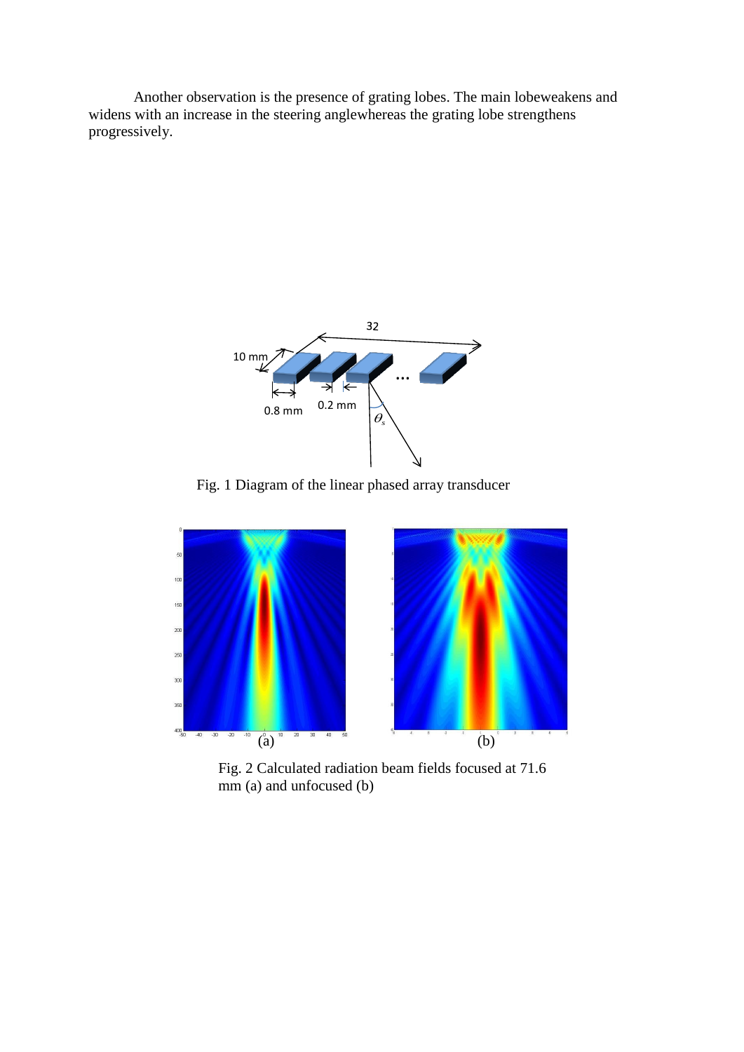Another observation is the presence of grating lobes. The main lobeweakens and widens with an increase in the steering anglewhereas the grating lobe strengthens progressively.

Fig. 1 Diagram of the linear phased array transducer

Fig. 2 Calculated radiation beam fields focused at 71.6 mm (a) and unfocused (b)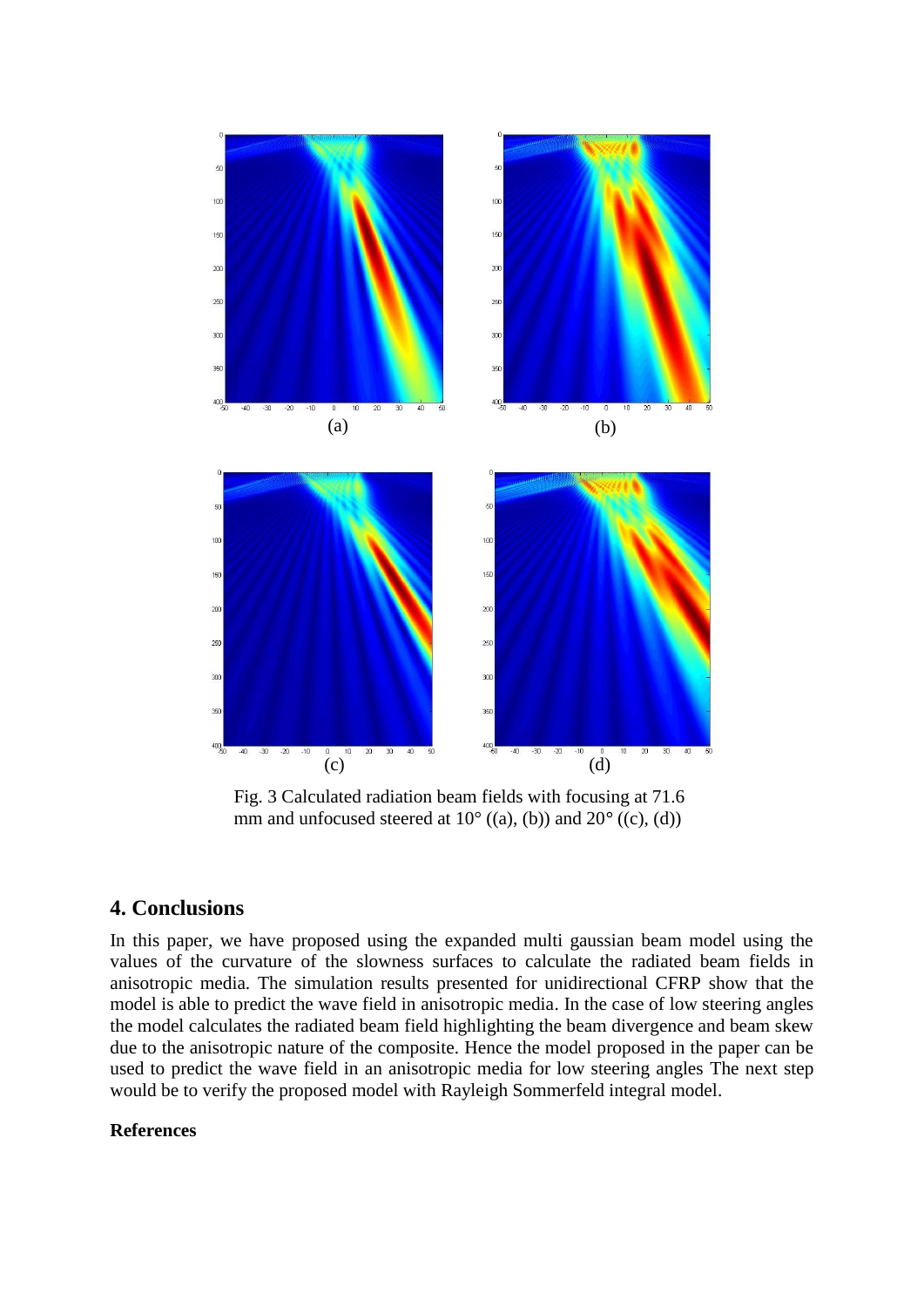Fig. 3 Calculated radiation beam fields with focusing at 71.6 mm and unfocused steered at 10° ((a), (b)) and 20° ((c), (d))

## 4. Conclusions

In this paper, we have proposed using the expanded multi gaussian beam model using the values of the curvature of the slowness surfaces to calculate the radiated beam fields in anisotropic media. The simulation results presented for unidirectional CFRP show that the model is able to predict the wave field in anisotropic media. In the case of low steering angles the model calculates the radiated beam field highlighting the beam divergence and beam skew due to the anisotropic nature of the composite. Hence the model proposed in the paper can be used to predict the wave field in an anisotropic media for low steering angles The next step would be to verify the proposed model with Rayleigh Sommerfeld integral model.

**References**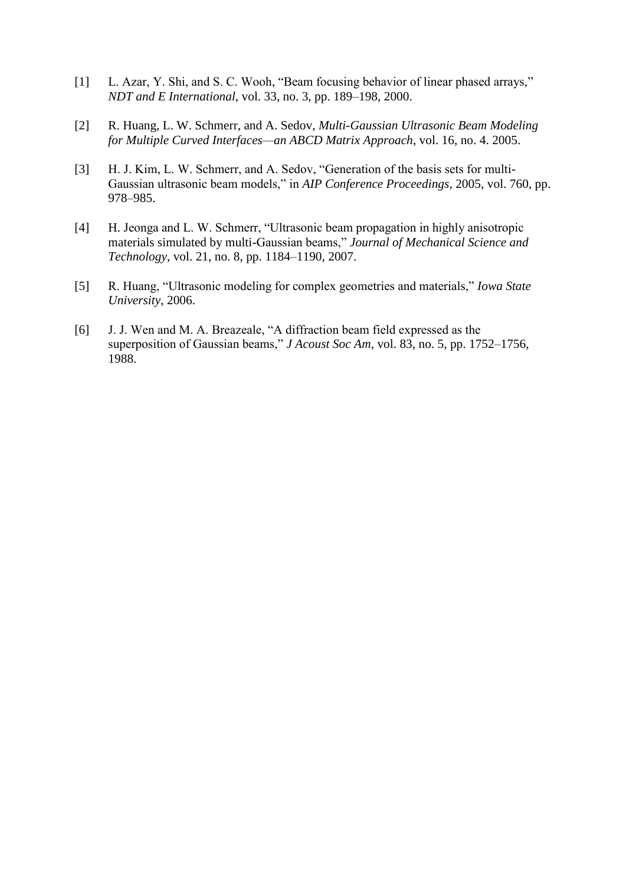[1] L. Azar, Y. Shi, and S. C. Wooh, "Beam focusing behavior of linear phased arrays," *NDT and E International*, vol. 33, no. 3, pp. 189–198, 2000.

[2] R. Huang, L. W. Schmerr, and A. Sedov, *Multi-Gaussian Ultrasonic Beam Modeling for Multiple Curved Interfaces—an ABCD Matrix Approach*, vol. 16, no. 4. 2005.

[3] H. J. Kim, L. W. Schmerr, and A. Sedov, "Generation of the basis sets for multi-Gaussian ultrasonic beam models," in *AIP Conference Proceedings*, 2005, vol. 760, pp. 978–985.

[4] H. Jeonga and L. W. Schmerr, "Ultrasonic beam propagation in highly anisotropic materials simulated by multi-Gaussian beams," *Journal of Mechanical Science and Technology*, vol. 21, no. 8, pp. 1184–1190, 2007.

[5] R. Huang, "Ultrasonic modeling for complex geometries and materials," *Iowa State University*, 2006.

[6] J. J. Wen and M. A. Breazeale, "A diffraction beam field expressed as the superposition of Gaussian beams," *J Acoust Soc Am*, vol. 83, no. 5, pp. 1752–1756, 1988.